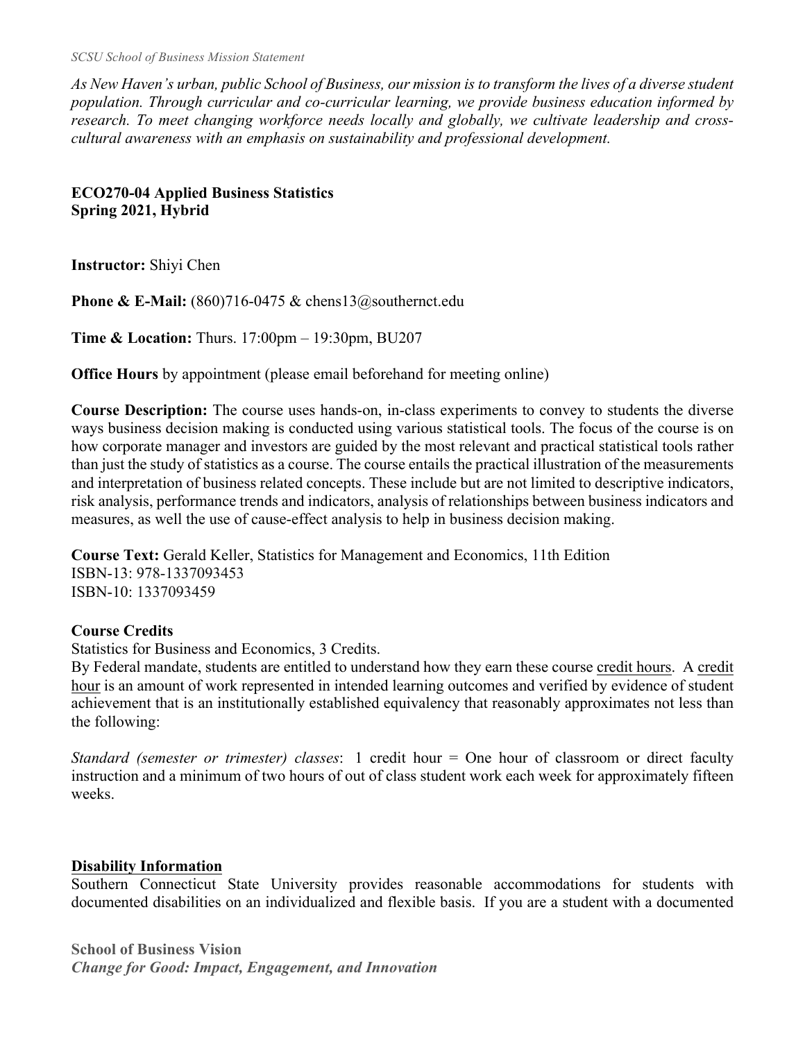*SCSU School of Business Mission Statement*

*As New Haven's urban, public School of Business, our mission is to transform the lives of a diverse student population. Through curricular and co-curricular learning, we provide business education informed by research. To meet changing workforce needs locally and globally, we cultivate leadership and cross-cultural awareness with an emphasis on sustainability and professional development.*

**ECO270-04 Applied Business Statistics**
**Spring 2021, Hybrid**

**Instructor:** Shiyi Chen

**Phone & E-Mail:** (860)716-0475 & chens13@southernct.edu

**Time & Location:** Thurs. 17:00pm – 19:30pm, BU207

**Office Hours** by appointment (please email beforehand for meeting online)

**Course Description:** The course uses hands-on, in-class experiments to convey to students the diverse ways business decision making is conducted using various statistical tools. The focus of the course is on how corporate manager and investors are guided by the most relevant and practical statistical tools rather than just the study of statistics as a course. The course entails the practical illustration of the measurements and interpretation of business related concepts. These include but are not limited to descriptive indicators, risk analysis, performance trends and indicators, analysis of relationships between business indicators and measures, as well the use of cause-effect analysis to help in business decision making.

**Course Text:** Gerald Keller, Statistics for Management and Economics, 11th Edition
ISBN-13: 978-1337093453
ISBN-10: 1337093459

**Course Credits**
Statistics for Business and Economics, 3 Credits.
By Federal mandate, students are entitled to understand how they earn these course credit hours. A credit hour is an amount of work represented in intended learning outcomes and verified by evidence of student achievement that is an institutionally established equivalency that reasonably approximates not less than the following:

*Standard (semester or trimester) classes*: 1 credit hour = One hour of classroom or direct faculty instruction and a minimum of two hours of out of class student work each week for approximately fifteen weeks.

**Disability Information**
Southern Connecticut State University provides reasonable accommodations for students with documented disabilities on an individualized and flexible basis. If you are a student with a documented

**School of Business Vision**
***Change for Good: Impact, Engagement, and Innovation***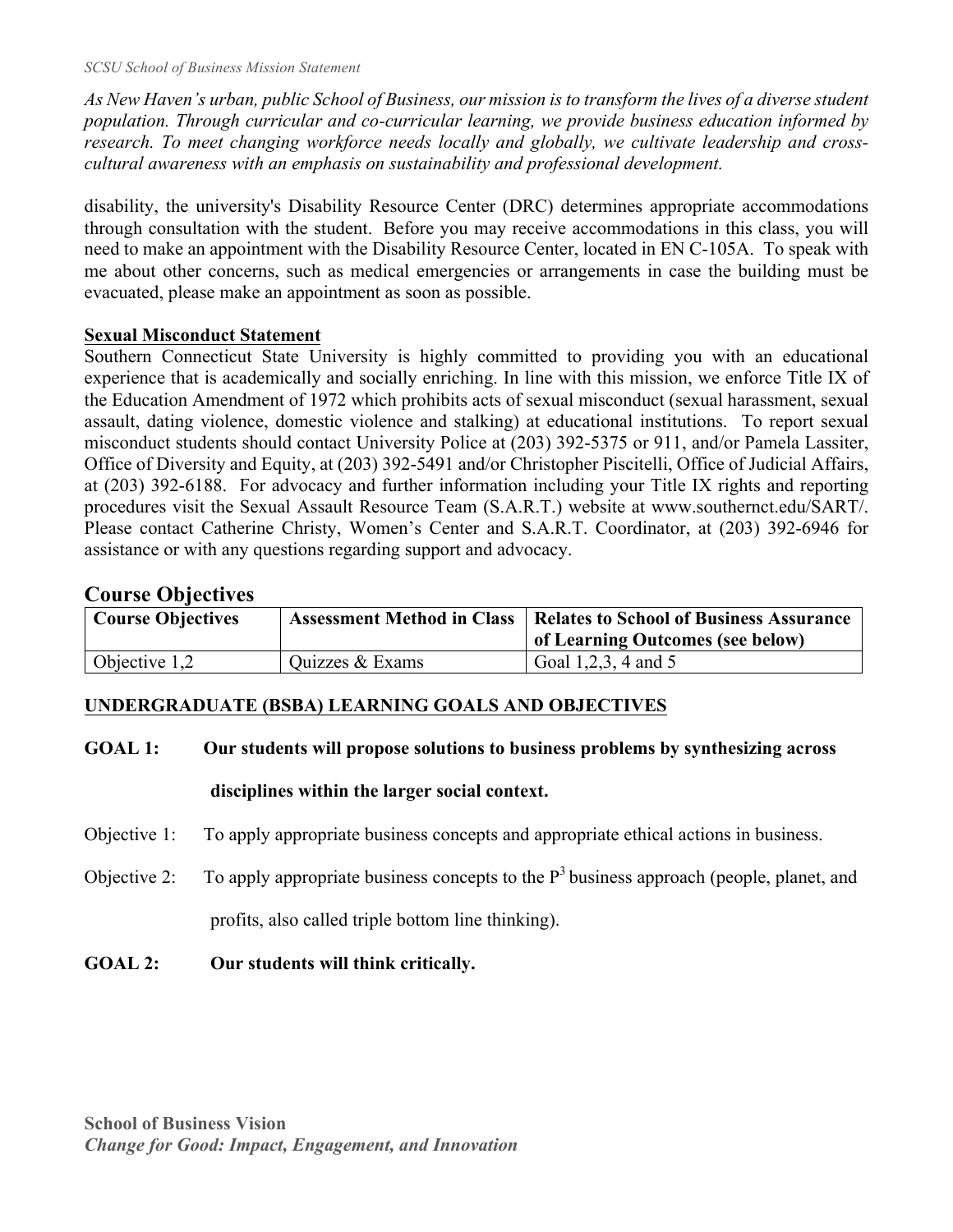disability, the university's Disability Resource Center (DRC) determines appropriate accommodations through consultation with the student. Before you may receive accommodations in this class, you will need to make an appointment with the Disability Resource Center, located in EN C-105A. To speak with me about other concerns, such as medical emergencies or arrangements in case the building must be evacuated, please make an appointment as soon as possible.

**Sexual Misconduct Statement**

Southern Connecticut State University is highly committed to providing you with an educational experience that is academically and socially enriching. In line with this mission, we enforce Title IX of the Education Amendment of 1972 which prohibits acts of sexual misconduct (sexual harassment, sexual assault, dating violence, domestic violence and stalking) at educational institutions. To report sexual misconduct students should contact University Police at (203) 392-5375 or 911, and/or Pamela Lassiter, Office of Diversity and Equity, at (203) 392-5491 and/or Christopher Piscitelli, Office of Judicial Affairs, at (203) 392-6188. For advocacy and further information including your Title IX rights and reporting procedures visit the Sexual Assault Resource Team (S.A.R.T.) website at www.southernct.edu/SART/. Please contact Catherine Christy, Women's Center and S.A.R.T. Coordinator, at (203) 392-6946 for assistance or with any questions regarding support and advocacy.

## Course Objectives

| Course Objectives | Assessment Method in Class | Relates to School of Business Assurance of Learning Outcomes (see below) |
|---|---|---|
| Objective 1,2 | Quizzes & Exams | Goal 1,2,3, 4 and 5 |

### UNDERGRADUATE (BSBA) LEARNING GOALS AND OBJECTIVES

**GOAL 1: Our students will propose solutions to business problems by synthesizing across disciplines within the larger social context.**

Objective 1: To apply appropriate business concepts and appropriate ethical actions in business.

Objective 2: To apply appropriate business concepts to the $P^3$ business approach (people, planet, and profits, also called triple bottom line thinking).

**GOAL 2: Our students will think critically.**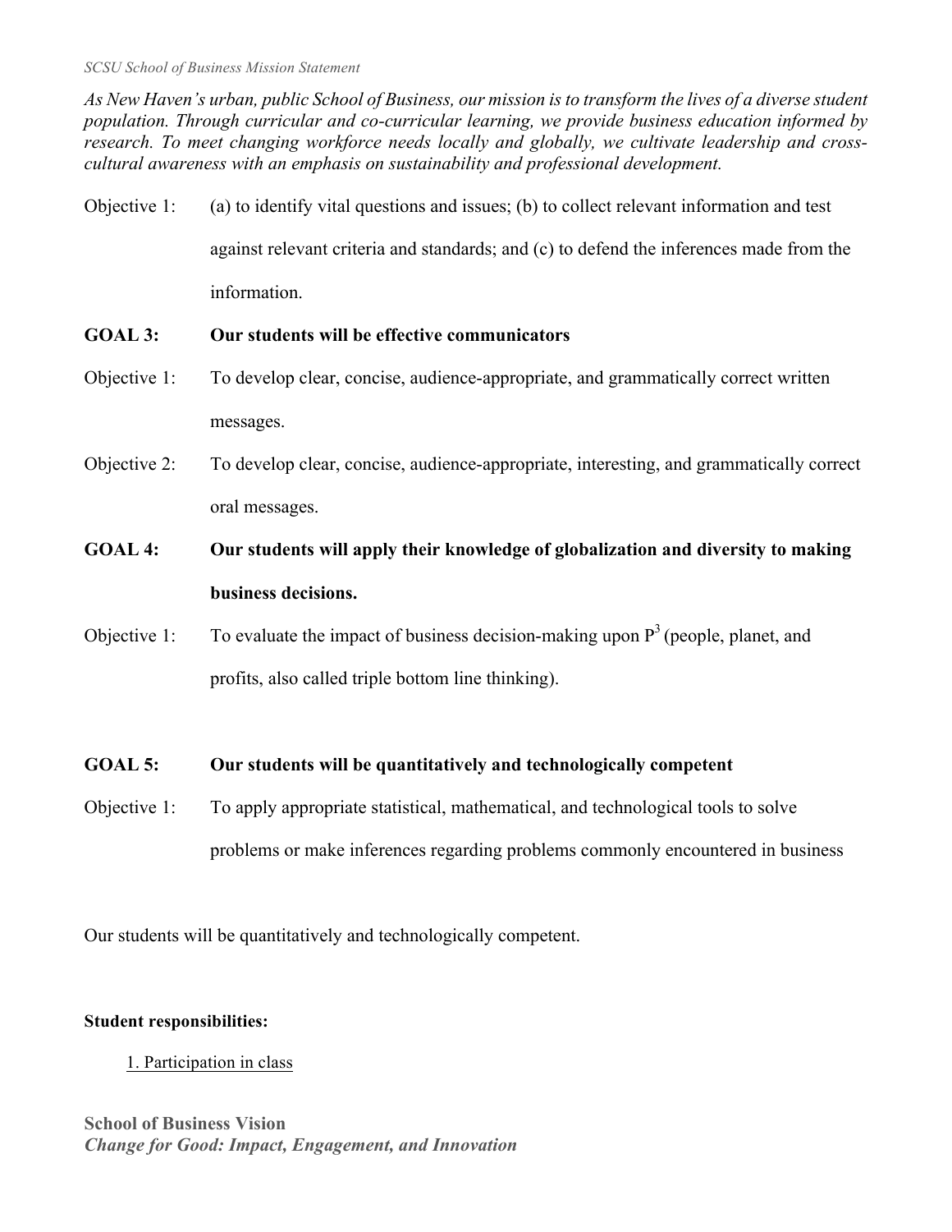*SCSU School of Business Mission Statement*

*As New Haven's urban, public School of Business, our mission is to transform the lives of a diverse student population. Through curricular and co-curricular learning, we provide business education informed by research. To meet changing workforce needs locally and globally, we cultivate leadership and cross-cultural awareness with an emphasis on sustainability and professional development.*

Objective 1: (a) to identify vital questions and issues; (b) to collect relevant information and test against relevant criteria and standards; and (c) to defend the inferences made from the information.

**GOAL 3: Our students will be effective communicators**

Objective 1: To develop clear, concise, audience-appropriate, and grammatically correct written messages.

Objective 2: To develop clear, concise, audience-appropriate, interesting, and grammatically correct oral messages.

**GOAL 4: Our students will apply their knowledge of globalization and diversity to making business decisions.**

Objective 1: To evaluate the impact of business decision-making upon $P^3$ (people, planet, and profits, also called triple bottom line thinking).

**GOAL 5: Our students will be quantitatively and technologically competent**

Objective 1: To apply appropriate statistical, mathematical, and technological tools to solve problems or make inferences regarding problems commonly encountered in business

Our students will be quantitatively and technologically competent.

**Student responsibilities:**

1. Participation in class

**School of Business Vision**
***Change for Good: Impact, Engagement, and Innovation***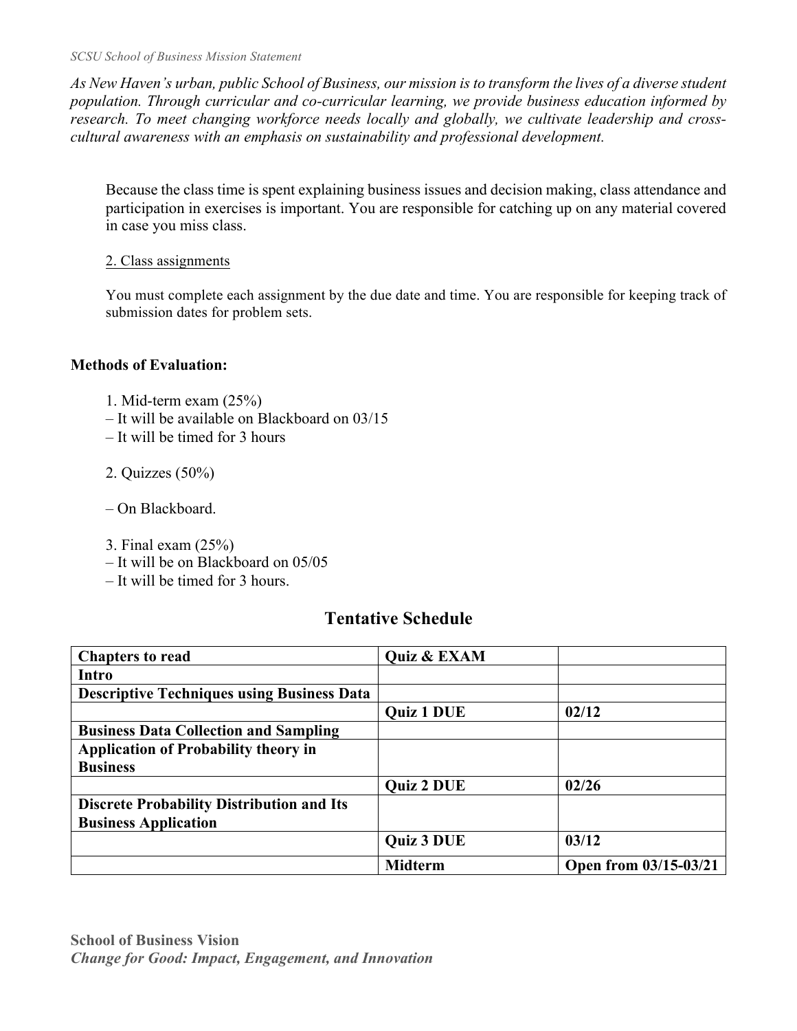*SCSU School of Business Mission Statement*

*As New Haven's urban, public School of Business, our mission is to transform the lives of a diverse student population. Through curricular and co-curricular learning, we provide business education informed by research. To meet changing workforce needs locally and globally, we cultivate leadership and cross-cultural awareness with an emphasis on sustainability and professional development.*

Because the class time is spent explaining business issues and decision making, class attendance and participation in exercises is important. You are responsible for catching up on any material covered in case you miss class.

<u>2. Class assignments</u>

You must complete each assignment by the due date and time. You are responsible for keeping track of submission dates for problem sets.

**Methods of Evaluation:**

1. Mid-term exam (25%)
– It will be available on Blackboard on 03/15
– It will be timed for 3 hours

2. Quizzes (50%)

– On Blackboard.

3. Final exam (25%)
– It will be on Blackboard on 05/05
– It will be timed for 3 hours.

## Tentative Schedule

| **Chapters to read** | **Quiz & EXAM** | |
|---|---|---|
| **Intro** | | |
| **Descriptive Techniques using Business Data** | | |
| | **Quiz 1 DUE** | **02/12** |
| **Business Data Collection and Sampling** | | |
| **Application of Probability theory in Business** | | |
| | **Quiz 2 DUE** | **02/26** |
| **Discrete Probability Distribution and Its Business Application** | | |
| | **Quiz 3 DUE** | **03/12** |
| | **Midterm** | **Open from 03/15-03/21** |

**School of Business Vision**
***Change for Good: Impact, Engagement, and Innovation***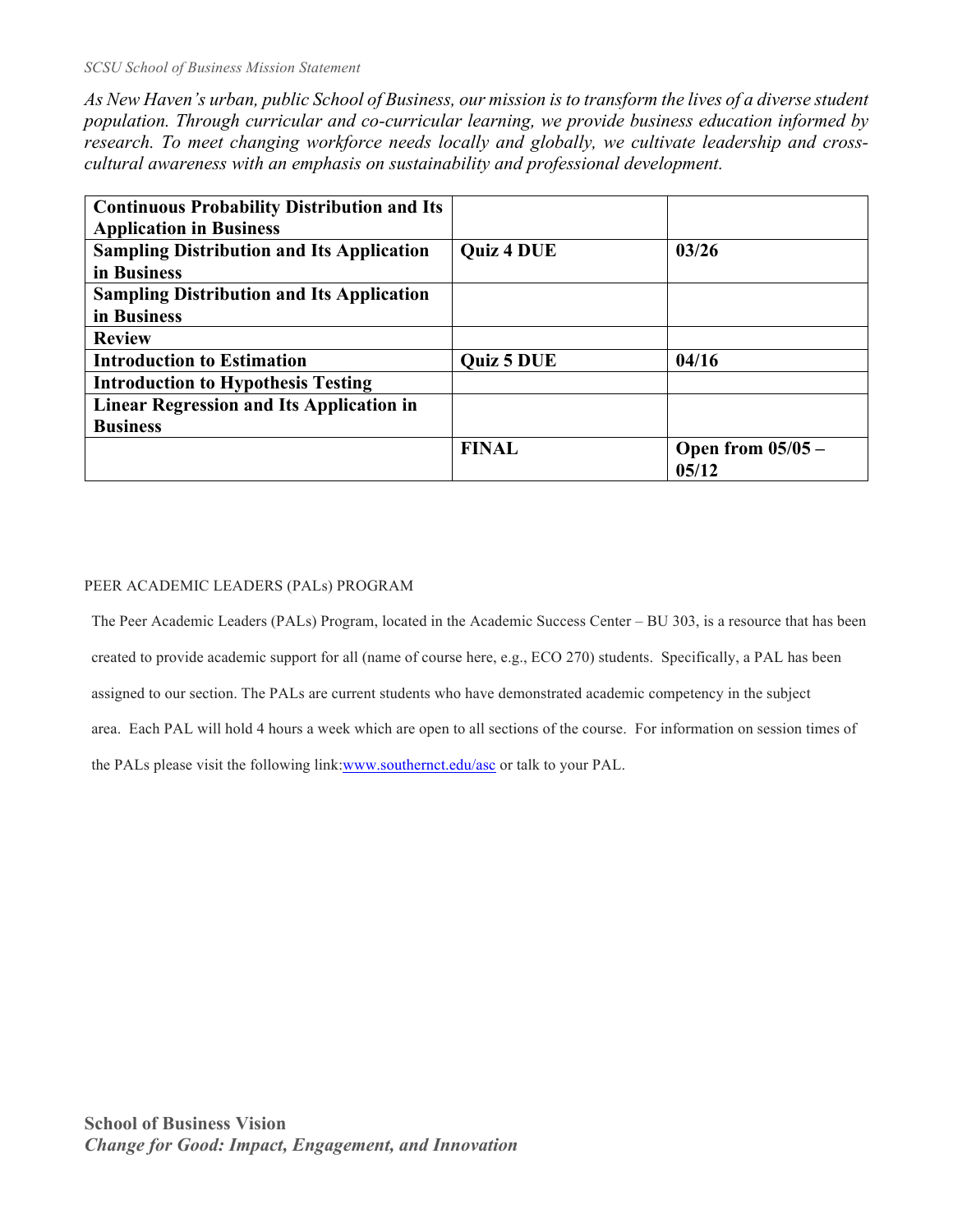*SCSU School of Business Mission Statement*

*As New Haven's urban, public School of Business, our mission is to transform the lives of a diverse student population. Through curricular and co-curricular learning, we provide business education informed by research. To meet changing workforce needs locally and globally, we cultivate leadership and cross-cultural awareness with an emphasis on sustainability and professional development.*

| | | |
|---|---|---|
| **Continuous Probability Distribution and Its Application in Business** | | |
| **Sampling Distribution and Its Application in Business** | **Quiz 4 DUE** | **03/26** |
| **Sampling Distribution and Its Application in Business** | | |
| **Review** | | |
| **Introduction to Estimation** | **Quiz 5 DUE** | **04/16** |
| **Introduction to Hypothesis Testing** | | |
| **Linear Regression and Its Application in Business** | | |
| | **FINAL** | **Open from 05/05 – 05/12** |

PEER ACADEMIC LEADERS (PALs) PROGRAM

The Peer Academic Leaders (PALs) Program, located in the Academic Success Center – BU 303, is a resource that has been created to provide academic support for all (name of course here, e.g., ECO 270) students. Specifically, a PAL has been assigned to our section. The PALs are current students who have demonstrated academic competency in the subject area. Each PAL will hold 4 hours a week which are open to all sections of the course. For information on session times of the PALs please visit the following link:www.southernct.edu/asc or talk to your PAL.

**School of Business Vision**

***Change for Good: Impact, Engagement, and Innovation***